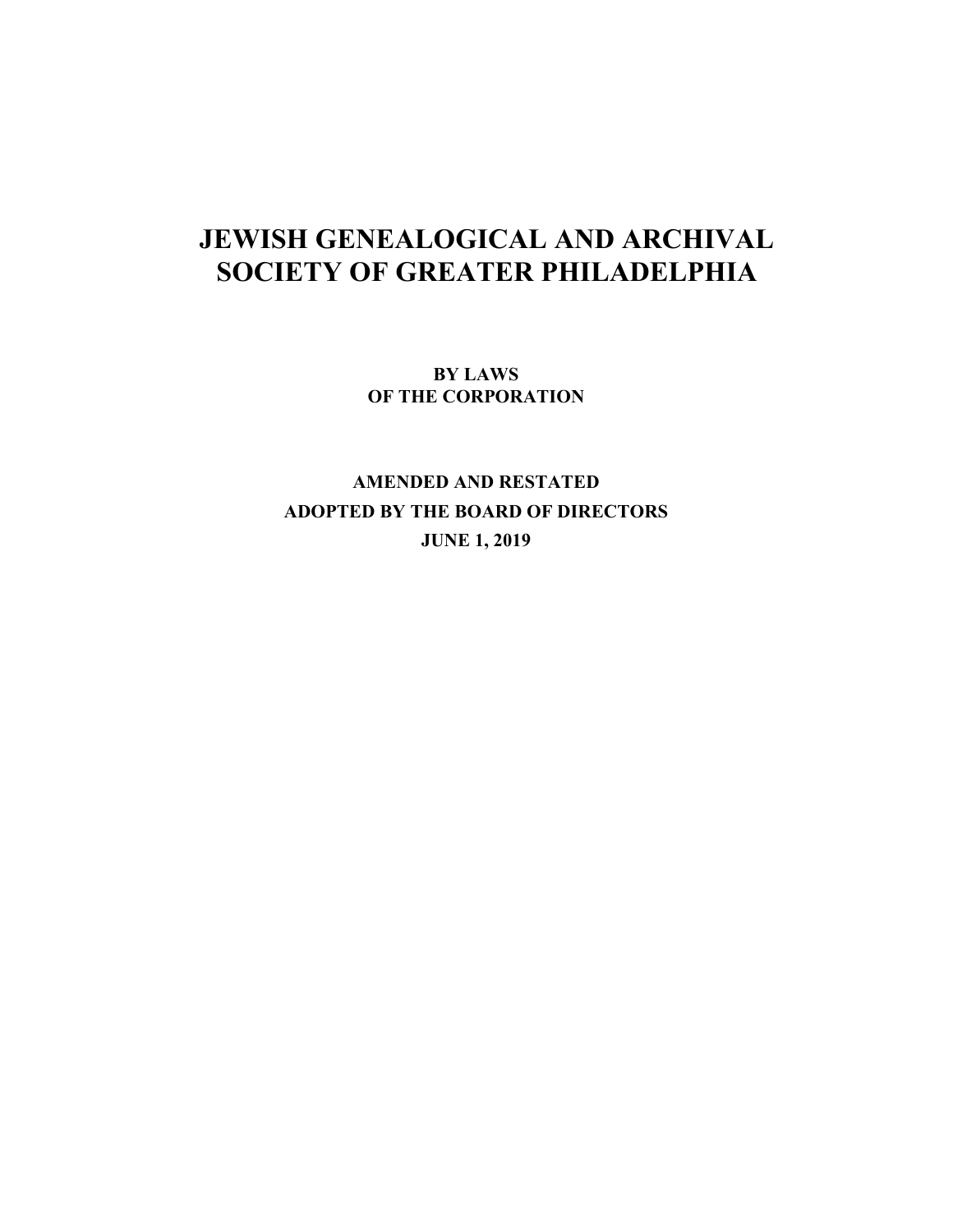# JEWISH GENEALOGICAL AND ARCHIVAL SOCIETY OF GREATER PHILADELPHIA

**BY LAWS**
**OF THE CORPORATION**

**AMENDED AND RESTATED**
**ADOPTED BY THE BOARD OF DIRECTORS**
**JUNE 1, 2019**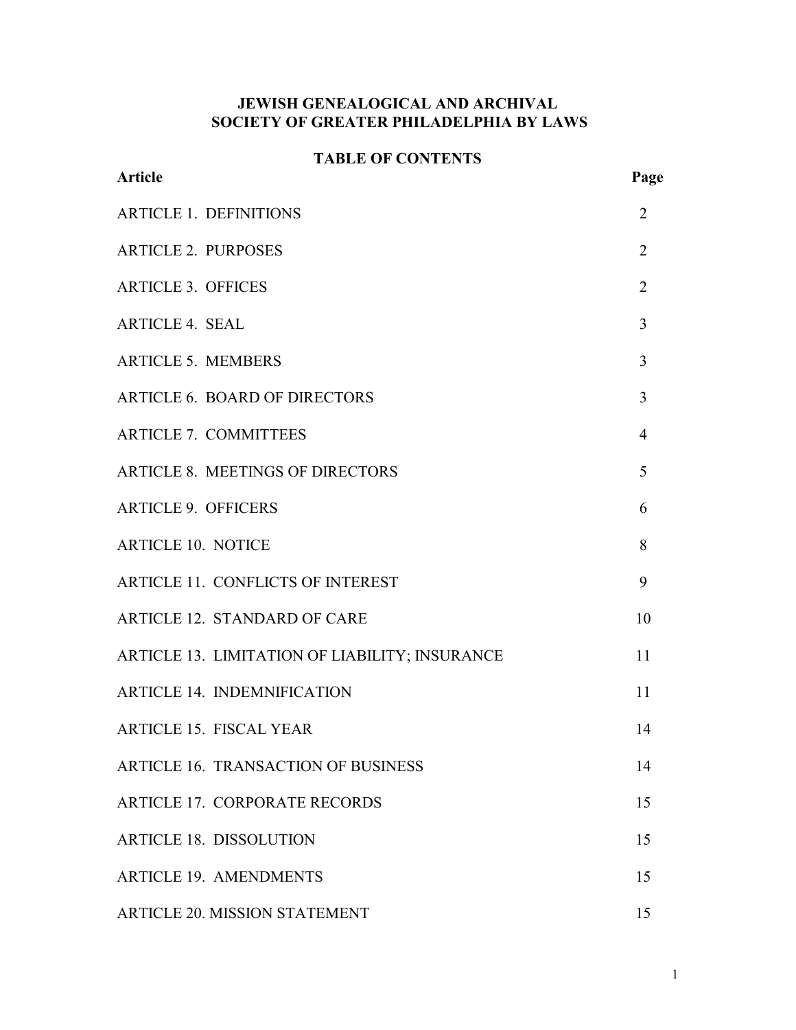# JEWISH GENEALOGICAL AND ARCHIVAL SOCIETY OF GREATER PHILADELPHIA BY LAWS

## TABLE OF CONTENTS

| Article | Page |
|---|---|
| ARTICLE 1. DEFINITIONS | 2 |
| ARTICLE 2. PURPOSES | 2 |
| ARTICLE 3. OFFICES | 2 |
| ARTICLE 4. SEAL | 3 |
| ARTICLE 5. MEMBERS | 3 |
| ARTICLE 6. BOARD OF DIRECTORS | 3 |
| ARTICLE 7. COMMITTEES | 4 |
| ARTICLE 8. MEETINGS OF DIRECTORS | 5 |
| ARTICLE 9. OFFICERS | 6 |
| ARTICLE 10. NOTICE | 8 |
| ARTICLE 11. CONFLICTS OF INTEREST | 9 |
| ARTICLE 12. STANDARD OF CARE | 10 |
| ARTICLE 13. LIMITATION OF LIABILITY; INSURANCE | 11 |
| ARTICLE 14. INDEMNIFICATION | 11 |
| ARTICLE 15. FISCAL YEAR | 14 |
| ARTICLE 16. TRANSACTION OF BUSINESS | 14 |
| ARTICLE 17. CORPORATE RECORDS | 15 |
| ARTICLE 18. DISSOLUTION | 15 |
| ARTICLE 19. AMENDMENTS | 15 |
| ARTICLE 20. MISSION STATEMENT | 15 |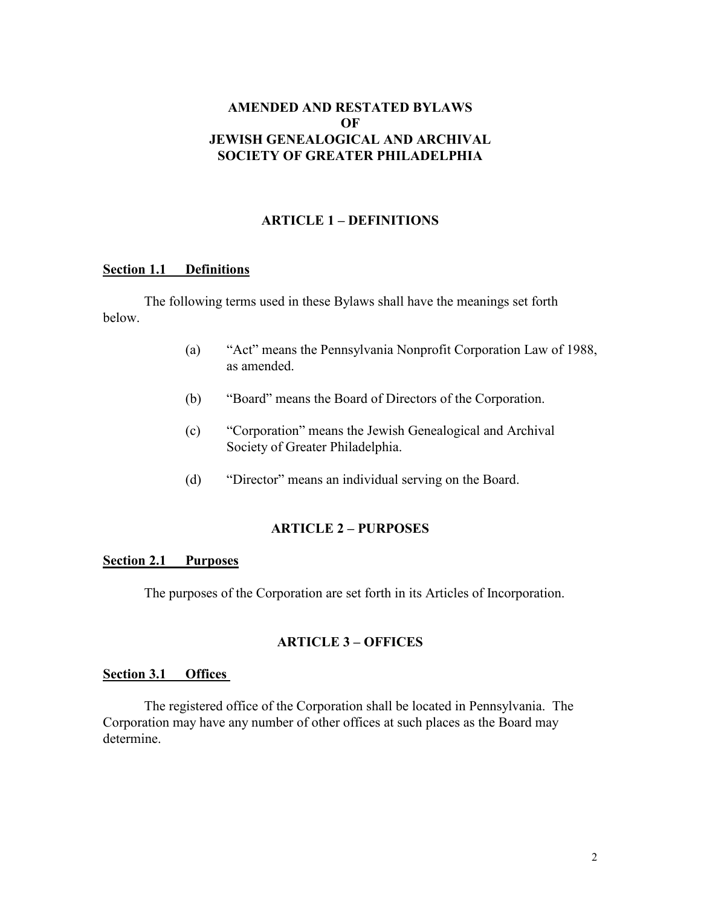# AMENDED AND RESTATED BYLAWS OF JEWISH GENEALOGICAL AND ARCHIVAL SOCIETY OF GREATER PHILADELPHIA

## ARTICLE 1 – DEFINITIONS

### Section 1.1 Definitions

The following terms used in these Bylaws shall have the meanings set forth below.

(a) "Act" means the Pennsylvania Nonprofit Corporation Law of 1988, as amended.

(b) "Board" means the Board of Directors of the Corporation.

(c) "Corporation" means the Jewish Genealogical and Archival Society of Greater Philadelphia.

(d) "Director" means an individual serving on the Board.

## ARTICLE 2 – PURPOSES

### Section 2.1 Purposes

The purposes of the Corporation are set forth in its Articles of Incorporation.

## ARTICLE 3 – OFFICES

### Section 3.1 Offices

The registered office of the Corporation shall be located in Pennsylvania. The Corporation may have any number of other offices at such places as the Board may determine.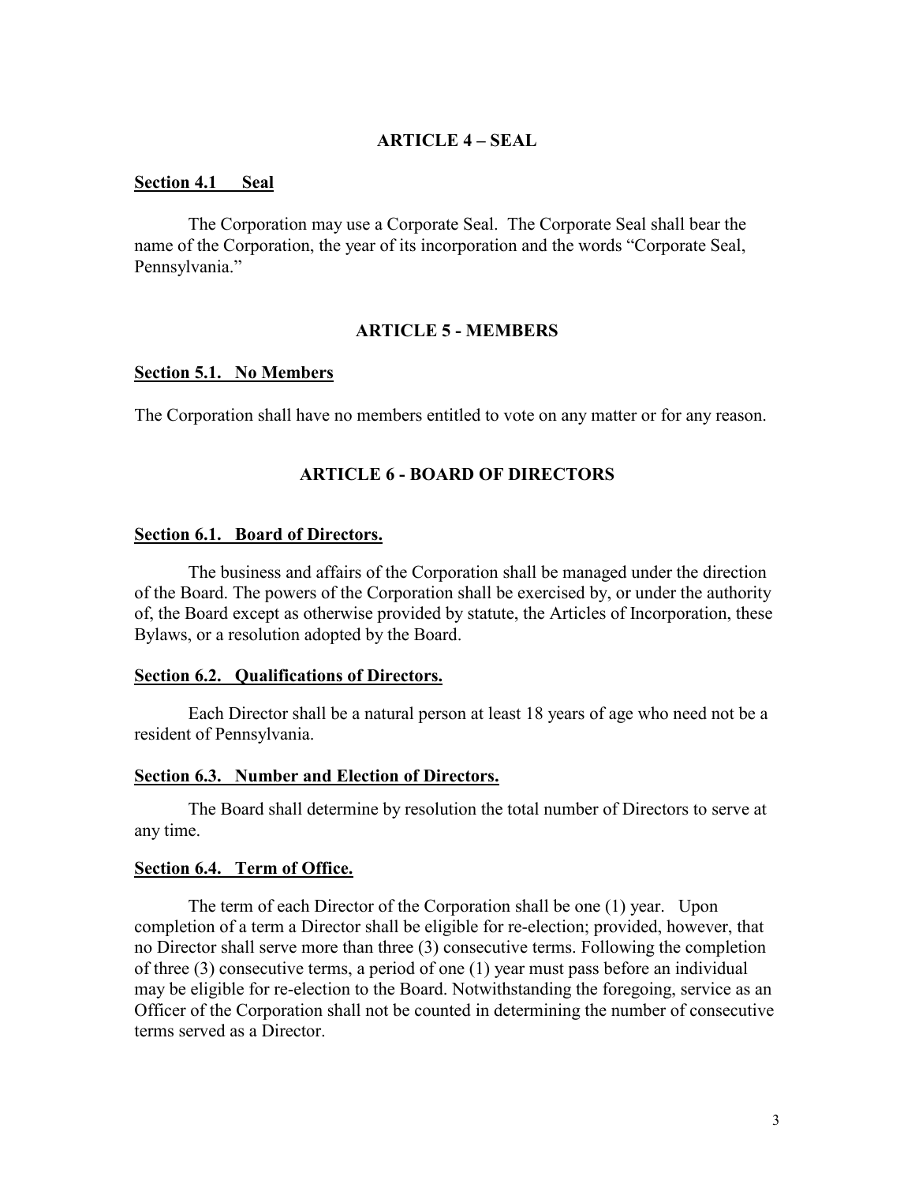## ARTICLE 4 – SEAL

**Section 4.1 Seal**

The Corporation may use a Corporate Seal. The Corporate Seal shall bear the name of the Corporation, the year of its incorporation and the words "Corporate Seal, Pennsylvania."

## ARTICLE 5 - MEMBERS

**Section 5.1. No Members**

The Corporation shall have no members entitled to vote on any matter or for any reason.

## ARTICLE 6 - BOARD OF DIRECTORS

**Section 6.1. Board of Directors.**

The business and affairs of the Corporation shall be managed under the direction of the Board. The powers of the Corporation shall be exercised by, or under the authority of, the Board except as otherwise provided by statute, the Articles of Incorporation, these Bylaws, or a resolution adopted by the Board.

**Section 6.2. Qualifications of Directors.**

Each Director shall be a natural person at least 18 years of age who need not be a resident of Pennsylvania.

**Section 6.3. Number and Election of Directors.**

The Board shall determine by resolution the total number of Directors to serve at any time.

**Section 6.4. Term of Office.**

The term of each Director of the Corporation shall be one (1) year. Upon completion of a term a Director shall be eligible for re-election; provided, however, that no Director shall serve more than three (3) consecutive terms. Following the completion of three (3) consecutive terms, a period of one (1) year must pass before an individual may be eligible for re-election to the Board. Notwithstanding the foregoing, service as an Officer of the Corporation shall not be counted in determining the number of consecutive terms served as a Director.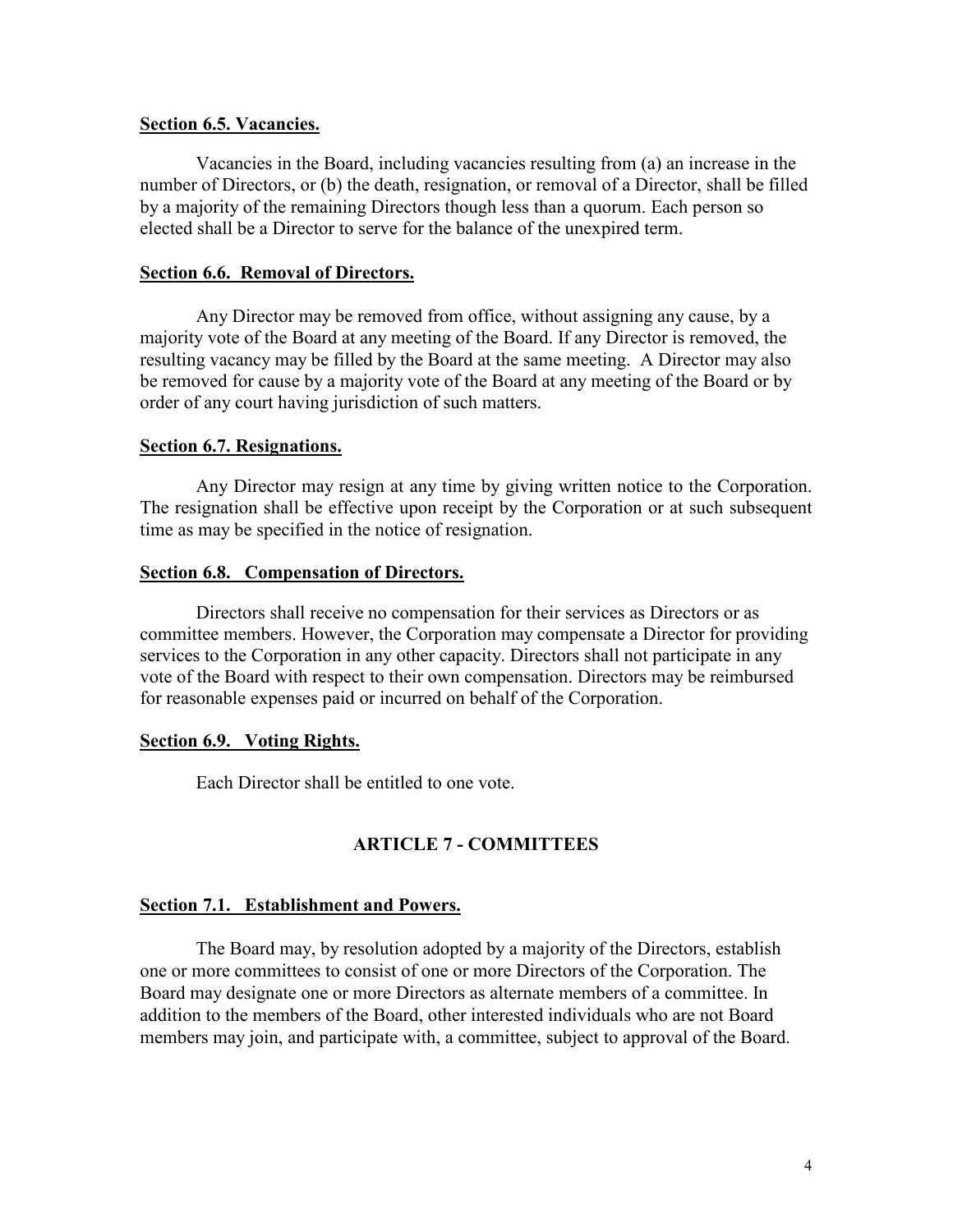**Section 6.5. Vacancies.**

Vacancies in the Board, including vacancies resulting from (a) an increase in the number of Directors, or (b) the death, resignation, or removal of a Director, shall be filled by a majority of the remaining Directors though less than a quorum. Each person so elected shall be a Director to serve for the balance of the unexpired term.

**Section 6.6. Removal of Directors.**

Any Director may be removed from office, without assigning any cause, by a majority vote of the Board at any meeting of the Board. If any Director is removed, the resulting vacancy may be filled by the Board at the same meeting. A Director may also be removed for cause by a majority vote of the Board at any meeting of the Board or by order of any court having jurisdiction of such matters.

**Section 6.7. Resignations.**

Any Director may resign at any time by giving written notice to the Corporation. The resignation shall be effective upon receipt by the Corporation or at such subsequent time as may be specified in the notice of resignation.

**Section 6.8. Compensation of Directors.**

Directors shall receive no compensation for their services as Directors or as committee members. However, the Corporation may compensate a Director for providing services to the Corporation in any other capacity. Directors shall not participate in any vote of the Board with respect to their own compensation. Directors may be reimbursed for reasonable expenses paid or incurred on behalf of the Corporation.

**Section 6.9. Voting Rights.**

Each Director shall be entitled to one vote.

## ARTICLE 7 - COMMITTEES

**Section 7.1. Establishment and Powers.**

The Board may, by resolution adopted by a majority of the Directors, establish one or more committees to consist of one or more Directors of the Corporation. The Board may designate one or more Directors as alternate members of a committee. In addition to the members of the Board, other interested individuals who are not Board members may join, and participate with, a committee, subject to approval of the Board.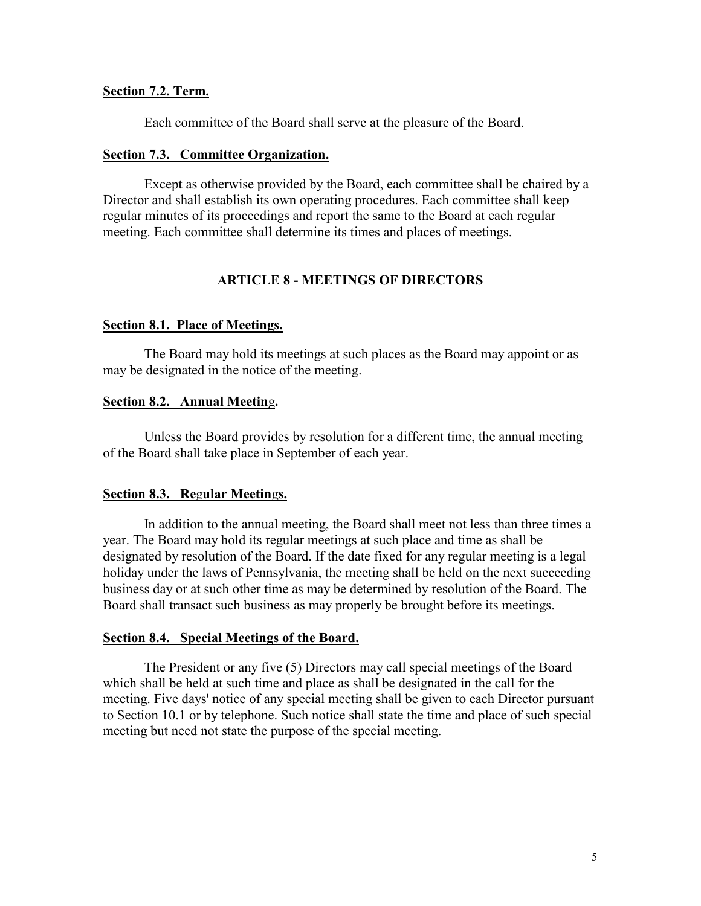**Section 7.2. Term.**

Each committee of the Board shall serve at the pleasure of the Board.

**Section 7.3. Committee Organization.**

Except as otherwise provided by the Board, each committee shall be chaired by a Director and shall establish its own operating procedures. Each committee shall keep regular minutes of its proceedings and report the same to the Board at each regular meeting. Each committee shall determine its times and places of meetings.

## ARTICLE 8 - MEETINGS OF DIRECTORS

**Section 8.1. Place of Meetings.**

The Board may hold its meetings at such places as the Board may appoint or as may be designated in the notice of the meeting.

**Section 8.2. Annual Meeting.**

Unless the Board provides by resolution for a different time, the annual meeting of the Board shall take place in September of each year.

**Section 8.3. Regular Meetings.**

In addition to the annual meeting, the Board shall meet not less than three times a year. The Board may hold its regular meetings at such place and time as shall be designated by resolution of the Board. If the date fixed for any regular meeting is a legal holiday under the laws of Pennsylvania, the meeting shall be held on the next succeeding business day or at such other time as may be determined by resolution of the Board. The Board shall transact such business as may properly be brought before its meetings.

**Section 8.4. Special Meetings of the Board.**

The President or any five (5) Directors may call special meetings of the Board which shall be held at such time and place as shall be designated in the call for the meeting. Five days' notice of any special meeting shall be given to each Director pursuant to Section 10.1 or by telephone. Such notice shall state the time and place of such special meeting but need not state the purpose of the special meeting.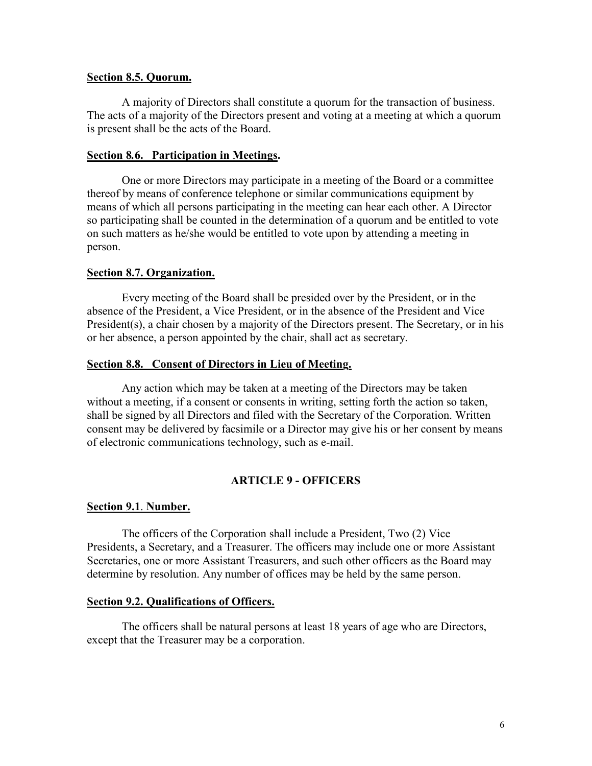**Section 8.5. Quorum.**

A majority of Directors shall constitute a quorum for the transaction of business. The acts of a majority of the Directors present and voting at a meeting at which a quorum is present shall be the acts of the Board.

**Section 8.6. Participation in Meetings.**

One or more Directors may participate in a meeting of the Board or a committee thereof by means of conference telephone or similar communications equipment by means of which all persons participating in the meeting can hear each other. A Director so participating shall be counted in the determination of a quorum and be entitled to vote on such matters as he/she would be entitled to vote upon by attending a meeting in person.

**Section 8.7. Organization.**

Every meeting of the Board shall be presided over by the President, or in the absence of the President, a Vice President, or in the absence of the President and Vice President(s), a chair chosen by a majority of the Directors present. The Secretary, or in his or her absence, a person appointed by the chair, shall act as secretary.

**Section 8.8. Consent of Directors in Lieu of Meeting.**

Any action which may be taken at a meeting of the Directors may be taken without a meeting, if a consent or consents in writing, setting forth the action so taken, shall be signed by all Directors and filed with the Secretary of the Corporation. Written consent may be delivered by facsimile or a Director may give his or her consent by means of electronic communications technology, such as e-mail.

## ARTICLE 9 - OFFICERS

**Section 9.1. Number.**

The officers of the Corporation shall include a President, Two (2) Vice Presidents, a Secretary, and a Treasurer. The officers may include one or more Assistant Secretaries, one or more Assistant Treasurers, and such other officers as the Board may determine by resolution. Any number of offices may be held by the same person.

**Section 9.2. Qualifications of Officers.**

The officers shall be natural persons at least 18 years of age who are Directors, except that the Treasurer may be a corporation.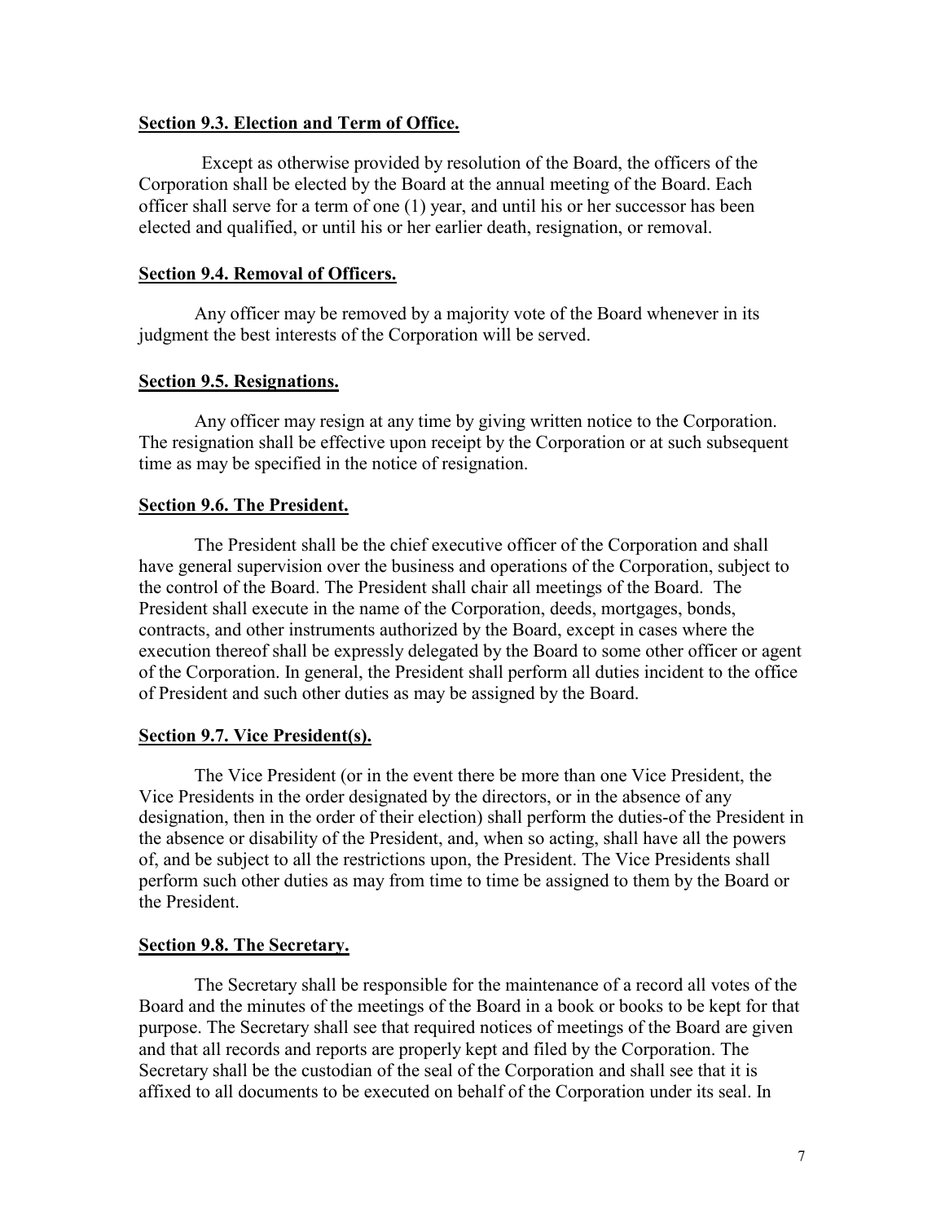**Section 9.3. Election and Term of Office.**

Except as otherwise provided by resolution of the Board, the officers of the Corporation shall be elected by the Board at the annual meeting of the Board. Each officer shall serve for a term of one (1) year, and until his or her successor has been elected and qualified, or until his or her earlier death, resignation, or removal.

**Section 9.4. Removal of Officers.**

Any officer may be removed by a majority vote of the Board whenever in its judgment the best interests of the Corporation will be served.

**Section 9.5. Resignations.**

Any officer may resign at any time by giving written notice to the Corporation. The resignation shall be effective upon receipt by the Corporation or at such subsequent time as may be specified in the notice of resignation.

**Section 9.6. The President.**

The President shall be the chief executive officer of the Corporation and shall have general supervision over the business and operations of the Corporation, subject to the control of the Board. The President shall chair all meetings of the Board. The President shall execute in the name of the Corporation, deeds, mortgages, bonds, contracts, and other instruments authorized by the Board, except in cases where the execution thereof shall be expressly delegated by the Board to some other officer or agent of the Corporation. In general, the President shall perform all duties incident to the office of President and such other duties as may be assigned by the Board.

**Section 9.7. Vice President(s).**

The Vice President (or in the event there be more than one Vice President, the Vice Presidents in the order designated by the directors, or in the absence of any designation, then in the order of their election) shall perform the duties-of the President in the absence or disability of the President, and, when so acting, shall have all the powers of, and be subject to all the restrictions upon, the President. The Vice Presidents shall perform such other duties as may from time to time be assigned to them by the Board or the President.

**Section 9.8. The Secretary.**

The Secretary shall be responsible for the maintenance of a record all votes of the Board and the minutes of the meetings of the Board in a book or books to be kept for that purpose. The Secretary shall see that required notices of meetings of the Board are given and that all records and reports are properly kept and filed by the Corporation. The Secretary shall be the custodian of the seal of the Corporation and shall see that it is affixed to all documents to be executed on behalf of the Corporation under its seal. In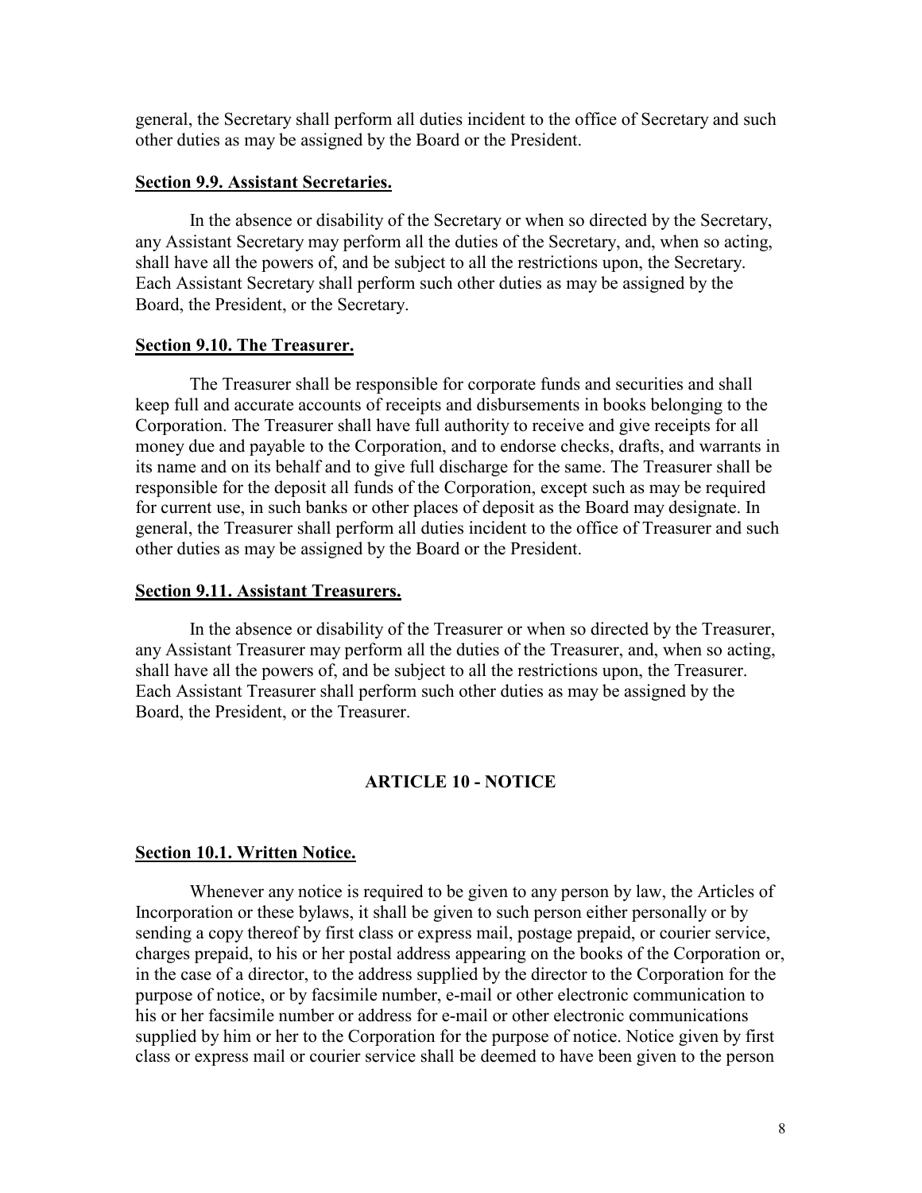general, the Secretary shall perform all duties incident to the office of Secretary and such other duties as may be assigned by the Board or the President.

**Section 9.9. Assistant Secretaries.**

In the absence or disability of the Secretary or when so directed by the Secretary, any Assistant Secretary may perform all the duties of the Secretary, and, when so acting, shall have all the powers of, and be subject to all the restrictions upon, the Secretary. Each Assistant Secretary shall perform such other duties as may be assigned by the Board, the President, or the Secretary.

**Section 9.10. The Treasurer.**

The Treasurer shall be responsible for corporate funds and securities and shall keep full and accurate accounts of receipts and disbursements in books belonging to the Corporation. The Treasurer shall have full authority to receive and give receipts for all money due and payable to the Corporation, and to endorse checks, drafts, and warrants in its name and on its behalf and to give full discharge for the same. The Treasurer shall be responsible for the deposit all funds of the Corporation, except such as may be required for current use, in such banks or other places of deposit as the Board may designate. In general, the Treasurer shall perform all duties incident to the office of Treasurer and such other duties as may be assigned by the Board or the President.

**Section 9.11. Assistant Treasurers.**

In the absence or disability of the Treasurer or when so directed by the Treasurer, any Assistant Treasurer may perform all the duties of the Treasurer, and, when so acting, shall have all the powers of, and be subject to all the restrictions upon, the Treasurer. Each Assistant Treasurer shall perform such other duties as may be assigned by the Board, the President, or the Treasurer.

## ARTICLE 10 - NOTICE

**Section 10.1. Written Notice.**

Whenever any notice is required to be given to any person by law, the Articles of Incorporation or these bylaws, it shall be given to such person either personally or by sending a copy thereof by first class or express mail, postage prepaid, or courier service, charges prepaid, to his or her postal address appearing on the books of the Corporation or, in the case of a director, to the address supplied by the director to the Corporation for the purpose of notice, or by facsimile number, e-mail or other electronic communication to his or her facsimile number or address for e-mail or other electronic communications supplied by him or her to the Corporation for the purpose of notice. Notice given by first class or express mail or courier service shall be deemed to have been given to the person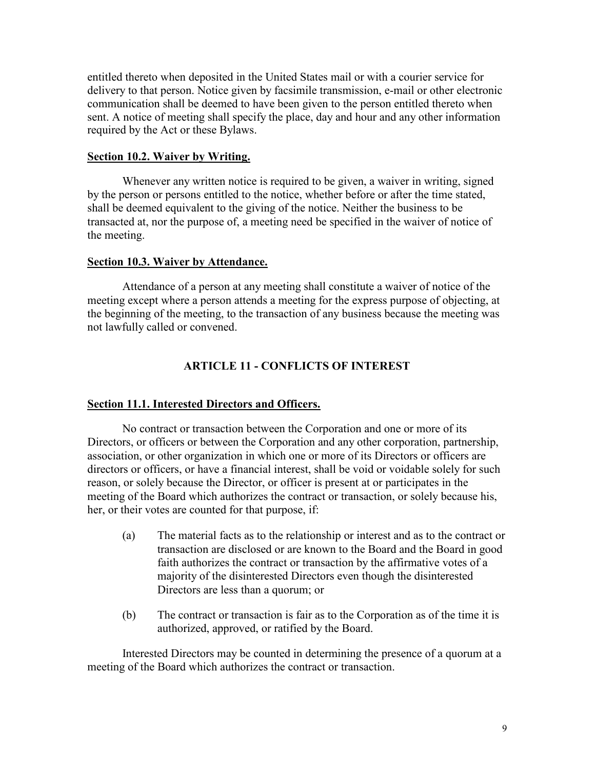entitled thereto when deposited in the United States mail or with a courier service for delivery to that person. Notice given by facsimile transmission, e-mail or other electronic communication shall be deemed to have been given to the person entitled thereto when sent. A notice of meeting shall specify the place, day and hour and any other information required by the Act or these Bylaws.

**Section 10.2. Waiver by Writing.**

Whenever any written notice is required to be given, a waiver in writing, signed by the person or persons entitled to the notice, whether before or after the time stated, shall be deemed equivalent to the giving of the notice. Neither the business to be transacted at, nor the purpose of, a meeting need be specified in the waiver of notice of the meeting.

**Section 10.3. Waiver by Attendance.**

Attendance of a person at any meeting shall constitute a waiver of notice of the meeting except where a person attends a meeting for the express purpose of objecting, at the beginning of the meeting, to the transaction of any business because the meeting was not lawfully called or convened.

## ARTICLE 11 - CONFLICTS OF INTEREST

**Section 11.1. Interested Directors and Officers.**

No contract or transaction between the Corporation and one or more of its Directors, or officers or between the Corporation and any other corporation, partnership, association, or other organization in which one or more of its Directors or officers are directors or officers, or have a financial interest, shall be void or voidable solely for such reason, or solely because the Director, or officer is present at or participates in the meeting of the Board which authorizes the contract or transaction, or solely because his, her, or their votes are counted for that purpose, if:

(a) The material facts as to the relationship or interest and as to the contract or transaction are disclosed or are known to the Board and the Board in good faith authorizes the contract or transaction by the affirmative votes of a majority of the disinterested Directors even though the disinterested Directors are less than a quorum; or

(b) The contract or transaction is fair as to the Corporation as of the time it is authorized, approved, or ratified by the Board.

Interested Directors may be counted in determining the presence of a quorum at a meeting of the Board which authorizes the contract or transaction.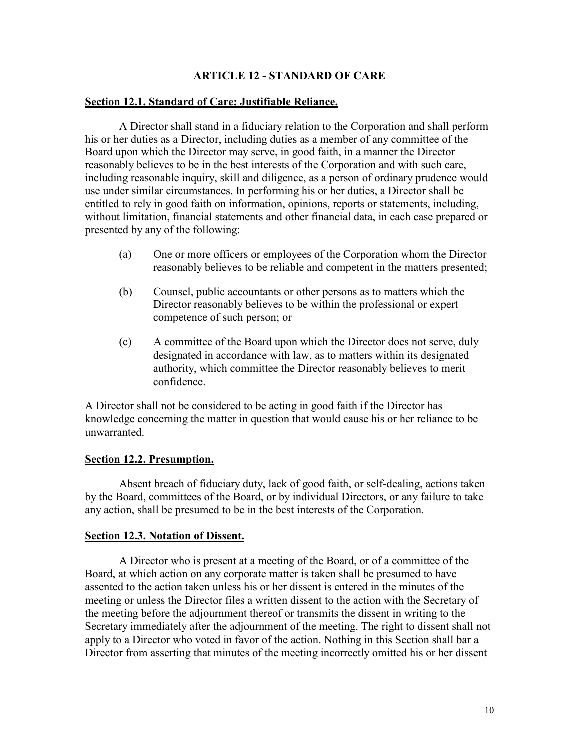## ARTICLE 12 - STANDARD OF CARE

**Section 12.1. Standard of Care; Justifiable Reliance.**

A Director shall stand in a fiduciary relation to the Corporation and shall perform his or her duties as a Director, including duties as a member of any committee of the Board upon which the Director may serve, in good faith, in a manner the Director reasonably believes to be in the best interests of the Corporation and with such care, including reasonable inquiry, skill and diligence, as a person of ordinary prudence would use under similar circumstances. In performing his or her duties, a Director shall be entitled to rely in good faith on information, opinions, reports or statements, including, without limitation, financial statements and other financial data, in each case prepared or presented by any of the following:

(a) One or more officers or employees of the Corporation whom the Director reasonably believes to be reliable and competent in the matters presented;

(b) Counsel, public accountants or other persons as to matters which the Director reasonably believes to be within the professional or expert competence of such person; or

(c) A committee of the Board upon which the Director does not serve, duly designated in accordance with law, as to matters within its designated authority, which committee the Director reasonably believes to merit confidence.

A Director shall not be considered to be acting in good faith if the Director has knowledge concerning the matter in question that would cause his or her reliance to be unwarranted.

**Section 12.2. Presumption.**

Absent breach of fiduciary duty, lack of good faith, or self-dealing, actions taken by the Board, committees of the Board, or by individual Directors, or any failure to take any action, shall be presumed to be in the best interests of the Corporation.

**Section 12.3. Notation of Dissent.**

A Director who is present at a meeting of the Board, or of a committee of the Board, at which action on any corporate matter is taken shall be presumed to have assented to the action taken unless his or her dissent is entered in the minutes of the meeting or unless the Director files a written dissent to the action with the Secretary of the meeting before the adjournment thereof or transmits the dissent in writing to the Secretary immediately after the adjournment of the meeting. The right to dissent shall not apply to a Director who voted in favor of the action. Nothing in this Section shall bar a Director from asserting that minutes of the meeting incorrectly omitted his or her dissent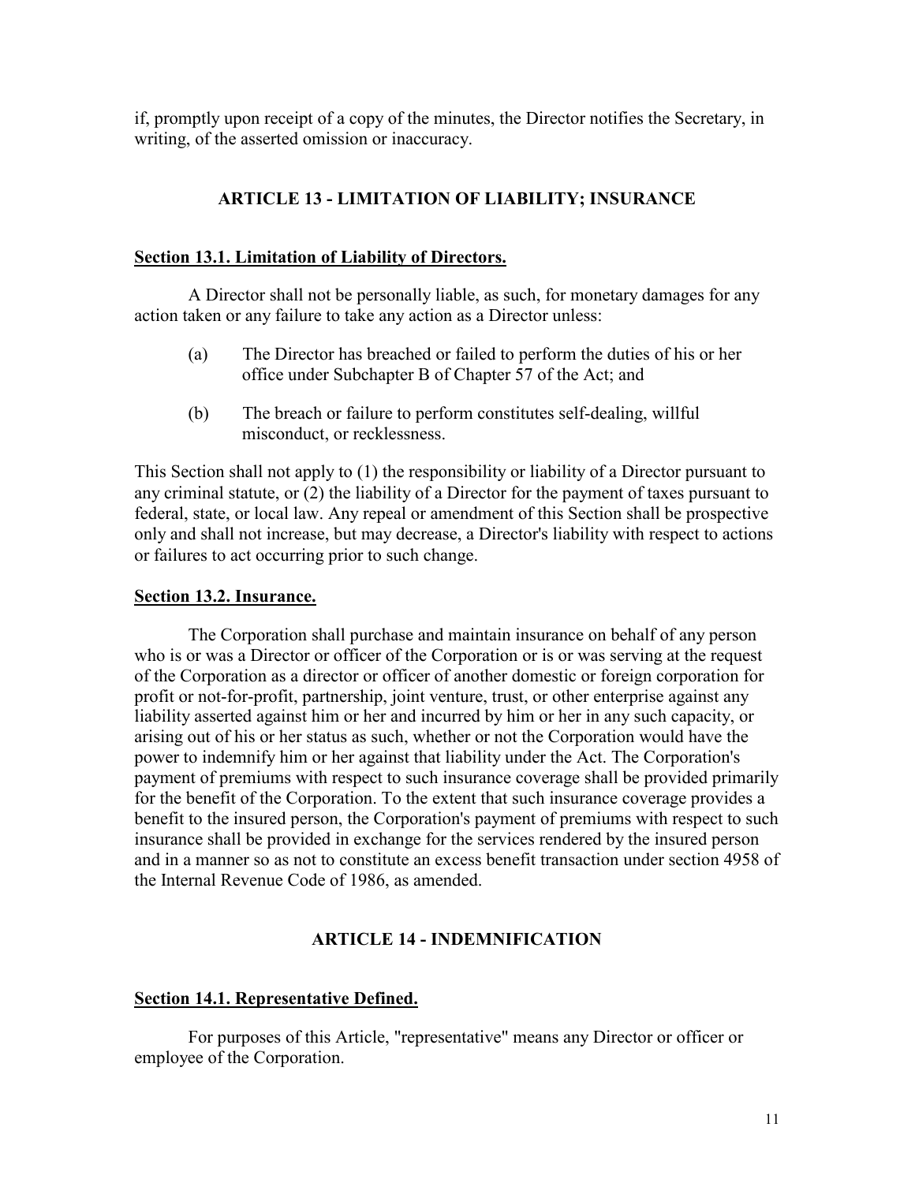if, promptly upon receipt of a copy of the minutes, the Director notifies the Secretary, in writing, of the asserted omission or inaccuracy.

## ARTICLE 13 - LIMITATION OF LIABILITY; INSURANCE

### Section 13.1. Limitation of Liability of Directors.

A Director shall not be personally liable, as such, for monetary damages for any action taken or any failure to take any action as a Director unless:

(a) The Director has breached or failed to perform the duties of his or her office under Subchapter B of Chapter 57 of the Act; and

(b) The breach or failure to perform constitutes self-dealing, willful misconduct, or recklessness.

This Section shall not apply to (1) the responsibility or liability of a Director pursuant to any criminal statute, or (2) the liability of a Director for the payment of taxes pursuant to federal, state, or local law. Any repeal or amendment of this Section shall be prospective only and shall not increase, but may decrease, a Director's liability with respect to actions or failures to act occurring prior to such change.

### Section 13.2. Insurance.

The Corporation shall purchase and maintain insurance on behalf of any person who is or was a Director or officer of the Corporation or is or was serving at the request of the Corporation as a director or officer of another domestic or foreign corporation for profit or not-for-profit, partnership, joint venture, trust, or other enterprise against any liability asserted against him or her and incurred by him or her in any such capacity, or arising out of his or her status as such, whether or not the Corporation would have the power to indemnify him or her against that liability under the Act. The Corporation's payment of premiums with respect to such insurance coverage shall be provided primarily for the benefit of the Corporation. To the extent that such insurance coverage provides a benefit to the insured person, the Corporation's payment of premiums with respect to such insurance shall be provided in exchange for the services rendered by the insured person and in a manner so as not to constitute an excess benefit transaction under section 4958 of the Internal Revenue Code of 1986, as amended.

## ARTICLE 14 - INDEMNIFICATION

### Section 14.1. Representative Defined.

For purposes of this Article, "representative" means any Director or officer or employee of the Corporation.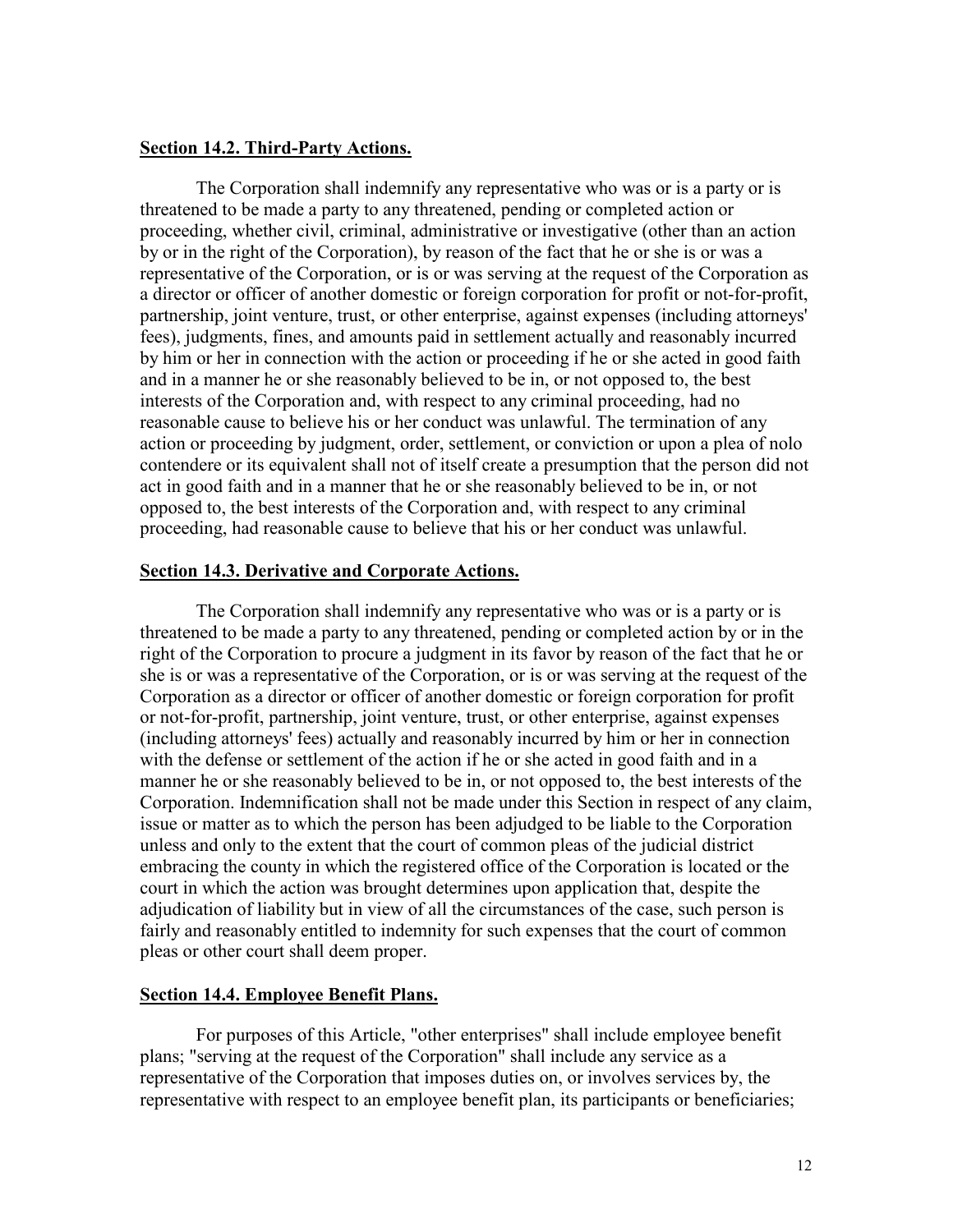**Section 14.2. Third-Party Actions.**

The Corporation shall indemnify any representative who was or is a party or is threatened to be made a party to any threatened, pending or completed action or proceeding, whether civil, criminal, administrative or investigative (other than an action by or in the right of the Corporation), by reason of the fact that he or she is or was a representative of the Corporation, or is or was serving at the request of the Corporation as a director or officer of another domestic or foreign corporation for profit or not-for-profit, partnership, joint venture, trust, or other enterprise, against expenses (including attorneys' fees), judgments, fines, and amounts paid in settlement actually and reasonably incurred by him or her in connection with the action or proceeding if he or she acted in good faith and in a manner he or she reasonably believed to be in, or not opposed to, the best interests of the Corporation and, with respect to any criminal proceeding, had no reasonable cause to believe his or her conduct was unlawful. The termination of any action or proceeding by judgment, order, settlement, or conviction or upon a plea of nolo contendere or its equivalent shall not of itself create a presumption that the person did not act in good faith and in a manner that he or she reasonably believed to be in, or not opposed to, the best interests of the Corporation and, with respect to any criminal proceeding, had reasonable cause to believe that his or her conduct was unlawful.

**Section 14.3. Derivative and Corporate Actions.**

The Corporation shall indemnify any representative who was or is a party or is threatened to be made a party to any threatened, pending or completed action by or in the right of the Corporation to procure a judgment in its favor by reason of the fact that he or she is or was a representative of the Corporation, or is or was serving at the request of the Corporation as a director or officer of another domestic or foreign corporation for profit or not-for-profit, partnership, joint venture, trust, or other enterprise, against expenses (including attorneys' fees) actually and reasonably incurred by him or her in connection with the defense or settlement of the action if he or she acted in good faith and in a manner he or she reasonably believed to be in, or not opposed to, the best interests of the Corporation. Indemnification shall not be made under this Section in respect of any claim, issue or matter as to which the person has been adjudged to be liable to the Corporation unless and only to the extent that the court of common pleas of the judicial district embracing the county in which the registered office of the Corporation is located or the court in which the action was brought determines upon application that, despite the adjudication of liability but in view of all the circumstances of the case, such person is fairly and reasonably entitled to indemnity for such expenses that the court of common pleas or other court shall deem proper.

**Section 14.4. Employee Benefit Plans.**

For purposes of this Article, "other enterprises" shall include employee benefit plans; "serving at the request of the Corporation" shall include any service as a representative of the Corporation that imposes duties on, or involves services by, the representative with respect to an employee benefit plan, its participants or beneficiaries;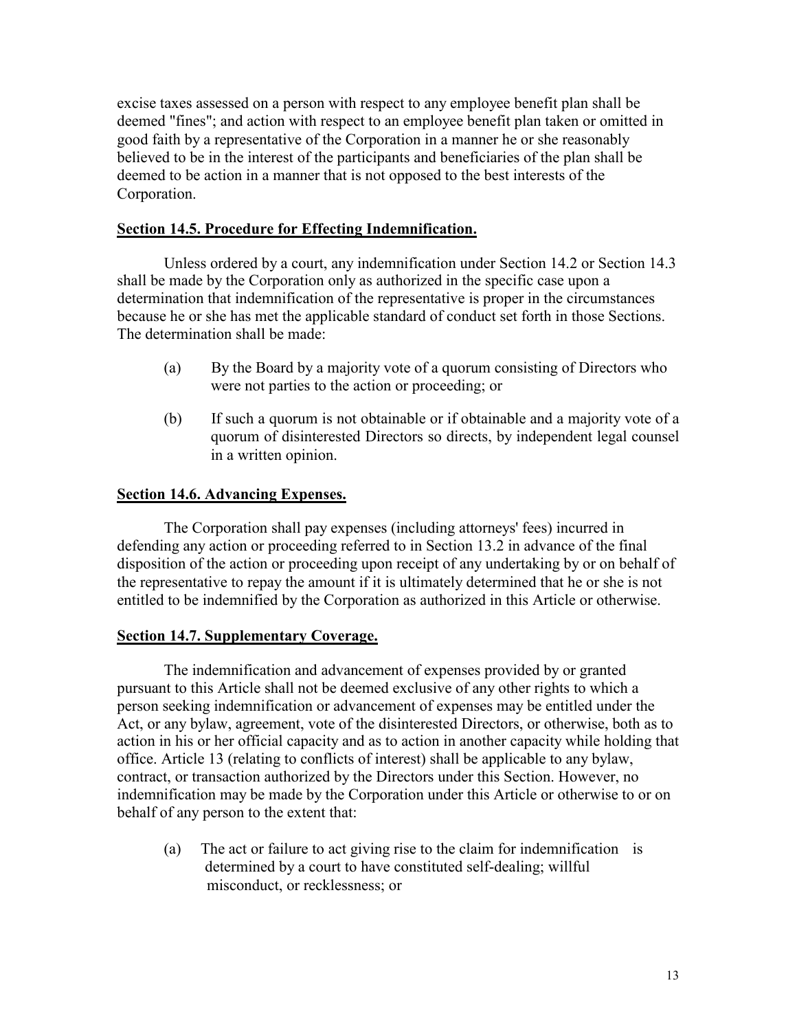excise taxes assessed on a person with respect to any employee benefit plan shall be deemed "fines"; and action with respect to an employee benefit plan taken or omitted in good faith by a representative of the Corporation in a manner he or she reasonably believed to be in the interest of the participants and beneficiaries of the plan shall be deemed to be action in a manner that is not opposed to the best interests of the Corporation.

**Section 14.5. Procedure for Effecting Indemnification.**

Unless ordered by a court, any indemnification under Section 14.2 or Section 14.3 shall be made by the Corporation only as authorized in the specific case upon a determination that indemnification of the representative is proper in the circumstances because he or she has met the applicable standard of conduct set forth in those Sections. The determination shall be made:

(a) By the Board by a majority vote of a quorum consisting of Directors who were not parties to the action or proceeding; or

(b) If such a quorum is not obtainable or if obtainable and a majority vote of a quorum of disinterested Directors so directs, by independent legal counsel in a written opinion.

**Section 14.6. Advancing Expenses.**

The Corporation shall pay expenses (including attorneys' fees) incurred in defending any action or proceeding referred to in Section 13.2 in advance of the final disposition of the action or proceeding upon receipt of any undertaking by or on behalf of the representative to repay the amount if it is ultimately determined that he or she is not entitled to be indemnified by the Corporation as authorized in this Article or otherwise.

**Section 14.7. Supplementary Coverage.**

The indemnification and advancement of expenses provided by or granted pursuant to this Article shall not be deemed exclusive of any other rights to which a person seeking indemnification or advancement of expenses may be entitled under the Act, or any bylaw, agreement, vote of the disinterested Directors, or otherwise, both as to action in his or her official capacity and as to action in another capacity while holding that office. Article 13 (relating to conflicts of interest) shall be applicable to any bylaw, contract, or transaction authorized by the Directors under this Section. However, no indemnification may be made by the Corporation under this Article or otherwise to or on behalf of any person to the extent that:

(a) The act or failure to act giving rise to the claim for indemnification is determined by a court to have constituted self-dealing; willful misconduct, or recklessness; or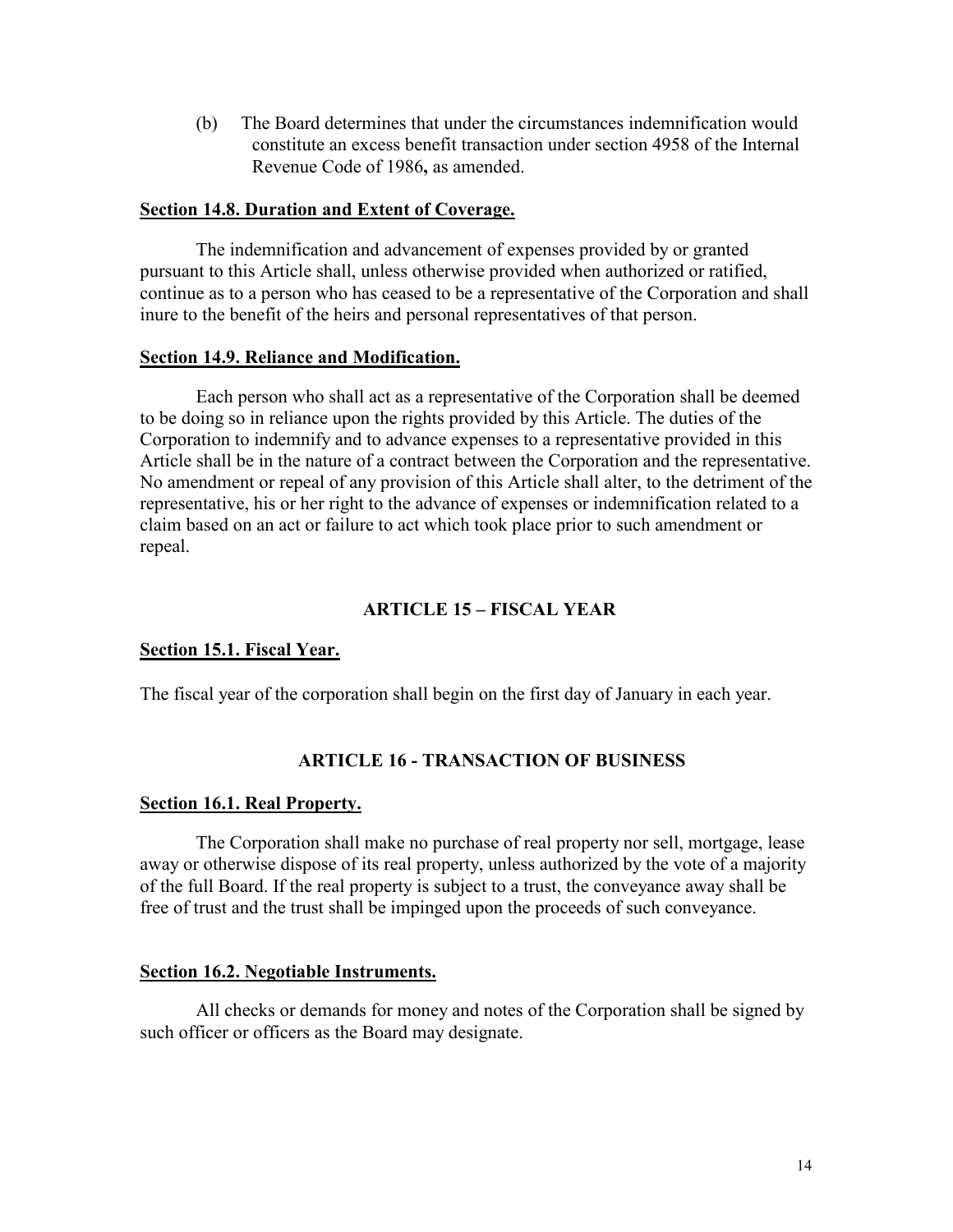(b) The Board determines that under the circumstances indemnification would constitute an excess benefit transaction under section 4958 of the Internal Revenue Code of 1986**,** as amended.

**Section 14.8. Duration and Extent of Coverage.**

The indemnification and advancement of expenses provided by or granted pursuant to this Article shall, unless otherwise provided when authorized or ratified, continue as to a person who has ceased to be a representative of the Corporation and shall inure to the benefit of the heirs and personal representatives of that person.

**Section 14.9. Reliance and Modification.**

Each person who shall act as a representative of the Corporation shall be deemed to be doing so in reliance upon the rights provided by this Article. The duties of the Corporation to indemnify and to advance expenses to a representative provided in this Article shall be in the nature of a contract between the Corporation and the representative. No amendment or repeal of any provision of this Article shall alter, to the detriment of the representative, his or her right to the advance of expenses or indemnification related to a claim based on an act or failure to act which took place prior to such amendment or repeal.

## ARTICLE 15 – FISCAL YEAR

**Section 15.1. Fiscal Year.**

The fiscal year of the corporation shall begin on the first day of January in each year.

## ARTICLE 16 - TRANSACTION OF BUSINESS

**Section 16.1. Real Property.**

The Corporation shall make no purchase of real property nor sell, mortgage, lease away or otherwise dispose of its real property, unless authorized by the vote of a majority of the full Board. If the real property is subject to a trust, the conveyance away shall be free of trust and the trust shall be impinged upon the proceeds of such conveyance.

**Section 16.2. Negotiable Instruments.**

All checks or demands for money and notes of the Corporation shall be signed by such officer or officers as the Board may designate.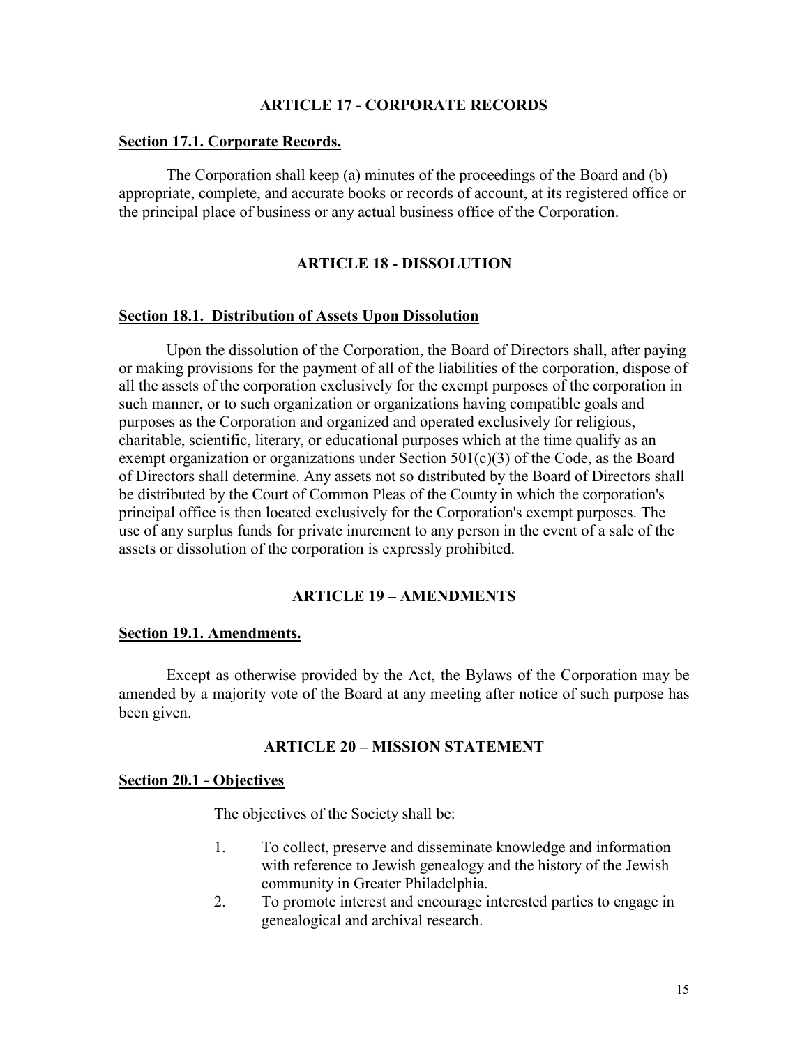## ARTICLE 17 - CORPORATE RECORDS

**Section 17.1. Corporate Records.**

The Corporation shall keep (a) minutes of the proceedings of the Board and (b) appropriate, complete, and accurate books or records of account, at its registered office or the principal place of business or any actual business office of the Corporation.

## ARTICLE 18 - DISSOLUTION

**Section 18.1. Distribution of Assets Upon Dissolution**

Upon the dissolution of the Corporation, the Board of Directors shall, after paying or making provisions for the payment of all of the liabilities of the corporation, dispose of all the assets of the corporation exclusively for the exempt purposes of the corporation in such manner, or to such organization or organizations having compatible goals and purposes as the Corporation and organized and operated exclusively for religious, charitable, scientific, literary, or educational purposes which at the time qualify as an exempt organization or organizations under Section 501(c)(3) of the Code, as the Board of Directors shall determine. Any assets not so distributed by the Board of Directors shall be distributed by the Court of Common Pleas of the County in which the corporation's principal office is then located exclusively for the Corporation's exempt purposes. The use of any surplus funds for private inurement to any person in the event of a sale of the assets or dissolution of the corporation is expressly prohibited.

## ARTICLE 19 – AMENDMENTS

**Section 19.1. Amendments.**

Except as otherwise provided by the Act, the Bylaws of the Corporation may be amended by a majority vote of the Board at any meeting after notice of such purpose has been given.

## ARTICLE 20 – MISSION STATEMENT

**Section 20.1 - Objectives**

The objectives of the Society shall be:

1. To collect, preserve and disseminate knowledge and information with reference to Jewish genealogy and the history of the Jewish community in Greater Philadelphia.
2. To promote interest and encourage interested parties to engage in genealogical and archival research.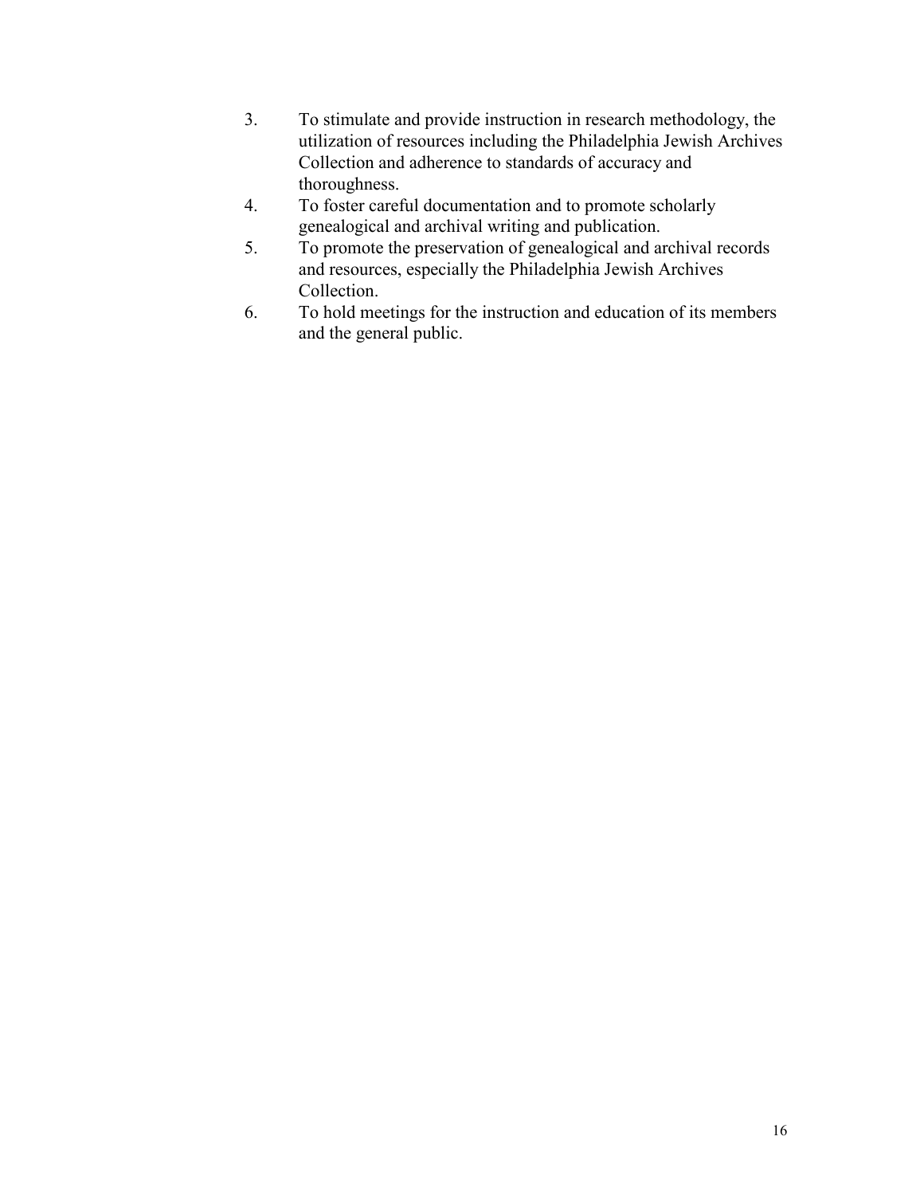3. To stimulate and provide instruction in research methodology, the utilization of resources including the Philadelphia Jewish Archives Collection and adherence to standards of accuracy and thoroughness.
4. To foster careful documentation and to promote scholarly genealogical and archival writing and publication.
5. To promote the preservation of genealogical and archival records and resources, especially the Philadelphia Jewish Archives Collection.
6. To hold meetings for the instruction and education of its members and the general public.